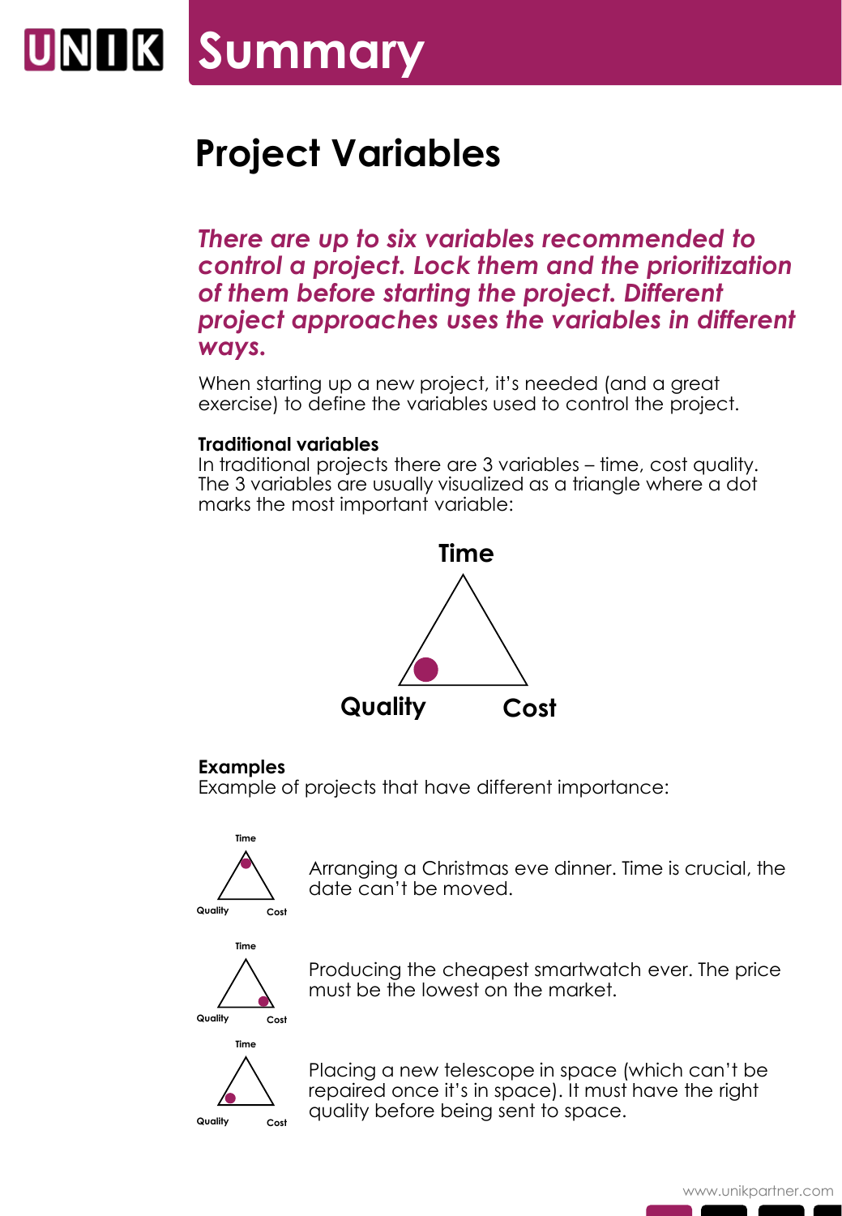# Summary

## Project Variables

***There are up to six variables recommended to control a project. Lock them and the prioritization of them before starting the project. Different project approaches uses the variables in different ways.***

When starting up a new project, it's needed (and a great exercise) to define the variables used to control the project.

**Traditional variables**
In traditional projects there are 3 variables – time, cost quality. The 3 variables are usually visualized as a triangle where a dot marks the most important variable:

Time

Quality Cost

**Examples**
Example of projects that have different importance:

Time
Quality Cost

Arranging a Christmas eve dinner. Time is crucial, the date can't be moved.

Time
Quality Cost

Producing the cheapest smartwatch ever. The price must be the lowest on the market.

Time
Quality Cost

Placing a new telescope in space (which can't be repaired once it's in space). It must have the right quality before being sent to space.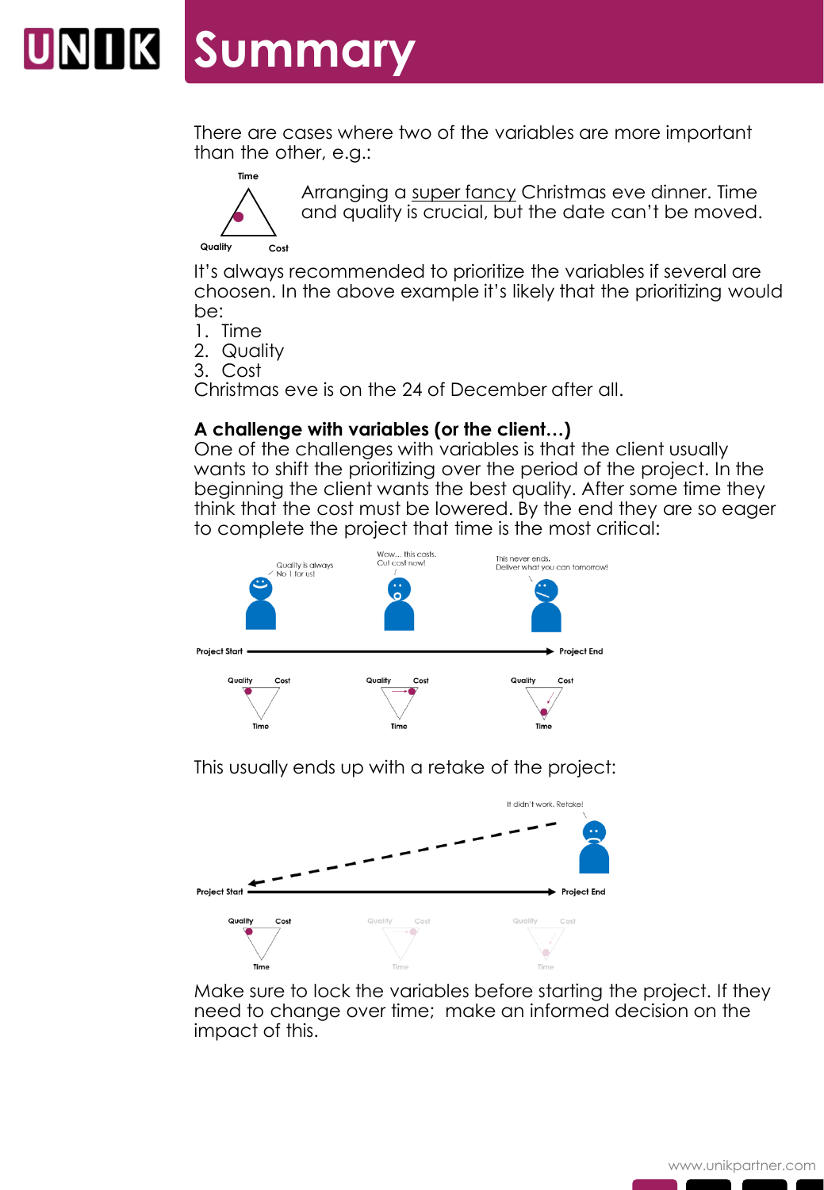# Summary

There are cases where two of the variables are more important than the other, e.g.:

Arranging a super fancy Christmas eve dinner. Time and quality is crucial, but the date can't be moved.

It's always recommended to prioritize the variables if several are choosen. In the above example it's likely that the prioritizing would be:

1. Time
2. Quality
3. Cost

Christmas eve is on the 24 of December after all.

**A challenge with variables (or the client…)**
One of the challenges with variables is that the client usually wants to shift the prioritizing over the period of the project. In the beginning the client wants the best quality. After some time they think that the cost must be lowered. By the end they are so eager to complete the project that time is the most critical:

This usually ends up with a retake of the project:

Make sure to lock the variables before starting the project. If they need to change over time; make an informed decision on the impact of this.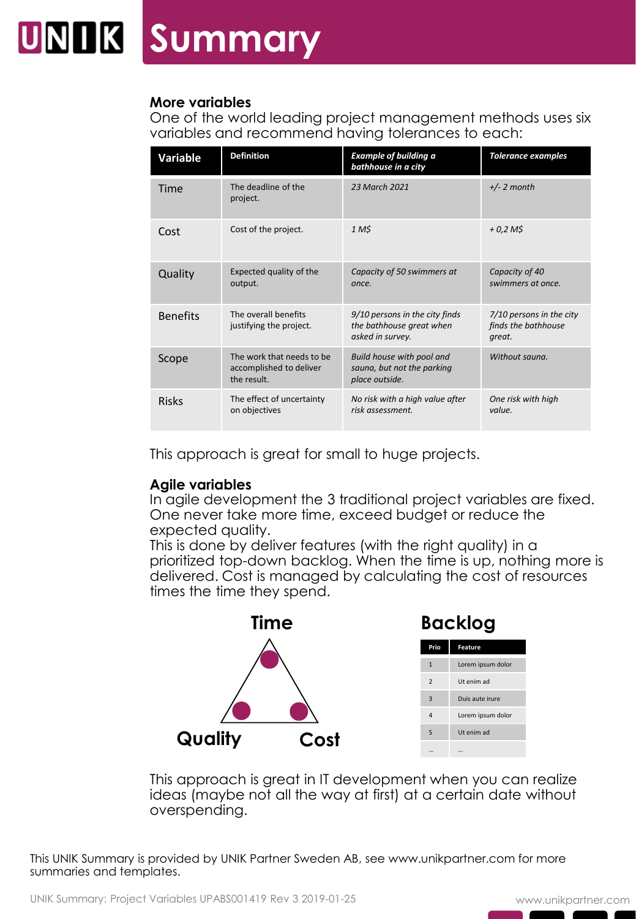# Summary

### More variables

One of the world leading project management methods uses six variables and recommend having tolerances to each:

| Variable | Definition | *Example of building a bathhouse in a city* | *Tolerance examples* |
| --- | --- | --- | --- |
| Time | The deadline of the project. | *23 March 2021* | *+/- 2 month* |
| Cost | Cost of the project. | *1 M$* | *+ 0,2 M$* |
| Quality | Expected quality of the output. | *Capacity of 50 swimmers at once.* | *Capacity of 40 swimmers at once.* |
| Benefits | The overall benefits justifying the project. | *9/10 persons in the city finds the bathhouse great when asked in survey.* | *7/10 persons in the city finds the bathhouse great.* |
| Scope | The work that needs to be accomplished to deliver the result. | *Build house with pool and sauna, but not the parking place outside.* | *Without sauna.* |
| Risks | The effect of uncertainty on objectives | *No risk with a high value after risk assessment.* | *One risk with high value.* |

This approach is great for small to huge projects.

### Agile variables

In agile development the 3 traditional project variables are fixed. One never take more time, exceed budget or reduce the expected quality.
This is done by deliver features (with the right quality) in a prioritized top-down backlog. When the time is up, nothing more is delivered. Cost is managed by calculating the cost of resources times the time they spend.

Time

Quality

Cost

**Backlog**

| Prio | Feature |
| --- | --- |
| 1 | Lorem ipsum dolor |
| 2 | Ut enim ad |
| 3 | Duis aute irure |
| 4 | Lorem ipsum dolor |
| 5 | Ut enim ad |
| … | … |

This approach is great in IT development when you can realize ideas (maybe not all the way at first) at a certain date without overspending.

This UNIK Summary is provided by UNIK Partner Sweden AB, see www.unikpartner.com for more summaries and templates.